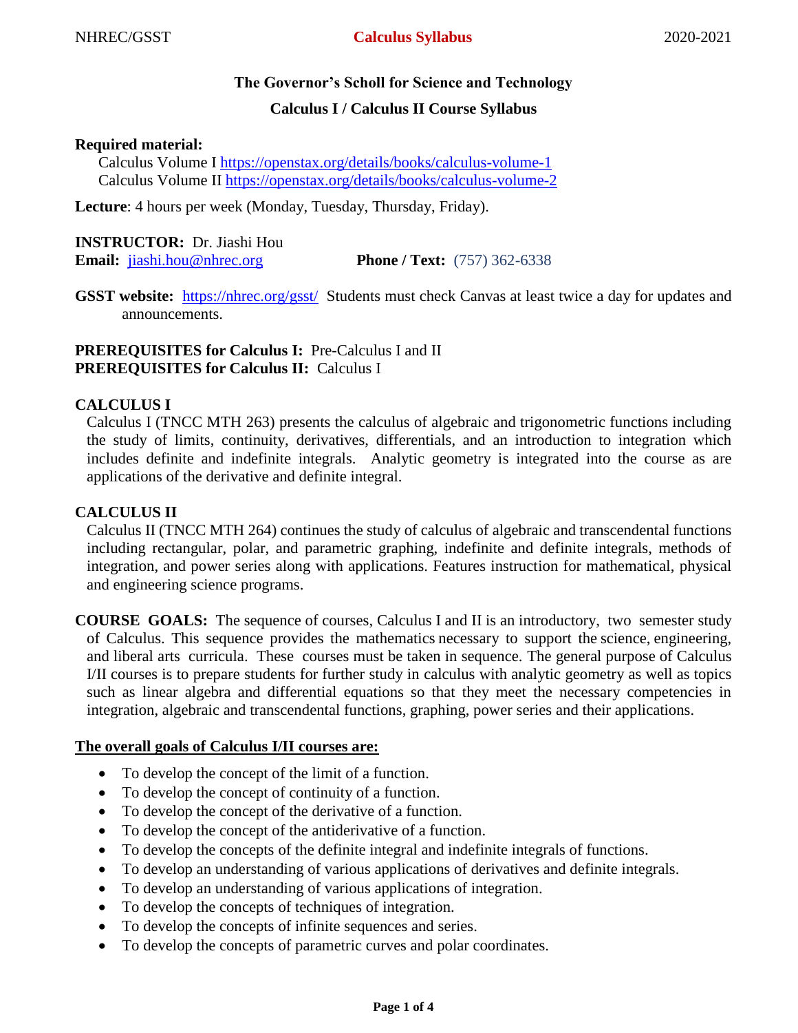# The Governor's Scholl for Science and Technology

## Calculus I / Calculus II Course Syllabus

**Required material:**

Calculus Volume I https://openstax.org/details/books/calculus-volume-1
Calculus Volume II https://openstax.org/details/books/calculus-volume-2

**Lecture**: 4 hours per week (Monday, Tuesday, Thursday, Friday).

**INSTRUCTOR:** Dr. Jiashi Hou
**Email:** jiashi.hou@nhrec.org **Phone / Text:** (757) 362-6338

**GSST website:** https://nhrec.org/gsst/ Students must check Canvas at least twice a day for updates and announcements.

**PREREQUISITES for Calculus I:** Pre-Calculus I and II
**PREREQUISITES for Calculus II:** Calculus I

### CALCULUS I

Calculus I (TNCC MTH 263) presents the calculus of algebraic and trigonometric functions including the study of limits, continuity, derivatives, differentials, and an introduction to integration which includes definite and indefinite integrals. Analytic geometry is integrated into the course as are applications of the derivative and definite integral.

### CALCULUS II

Calculus II (TNCC MTH 264) continues the study of calculus of algebraic and transcendental functions including rectangular, polar, and parametric graphing, indefinite and definite integrals, methods of integration, and power series along with applications. Features instruction for mathematical, physical and engineering science programs.

**COURSE GOALS:** The sequence of courses, Calculus I and II is an introductory, two semester study of Calculus. This sequence provides the mathematics necessary to support the science, engineering, and liberal arts curricula. These courses must be taken in sequence. The general purpose of Calculus I/II courses is to prepare students for further study in calculus with analytic geometry as well as topics such as linear algebra and differential equations so that they meet the necessary competencies in integration, algebraic and transcendental functions, graphing, power series and their applications.

**The overall goals of Calculus I/II courses are:**

- To develop the concept of the limit of a function.
- To develop the concept of continuity of a function.
- To develop the concept of the derivative of a function.
- To develop the concept of the antiderivative of a function.
- To develop the concepts of the definite integral and indefinite integrals of functions.
- To develop an understanding of various applications of derivatives and definite integrals.
- To develop an understanding of various applications of integration.
- To develop the concepts of techniques of integration.
- To develop the concepts of infinite sequences and series.
- To develop the concepts of parametric curves and polar coordinates.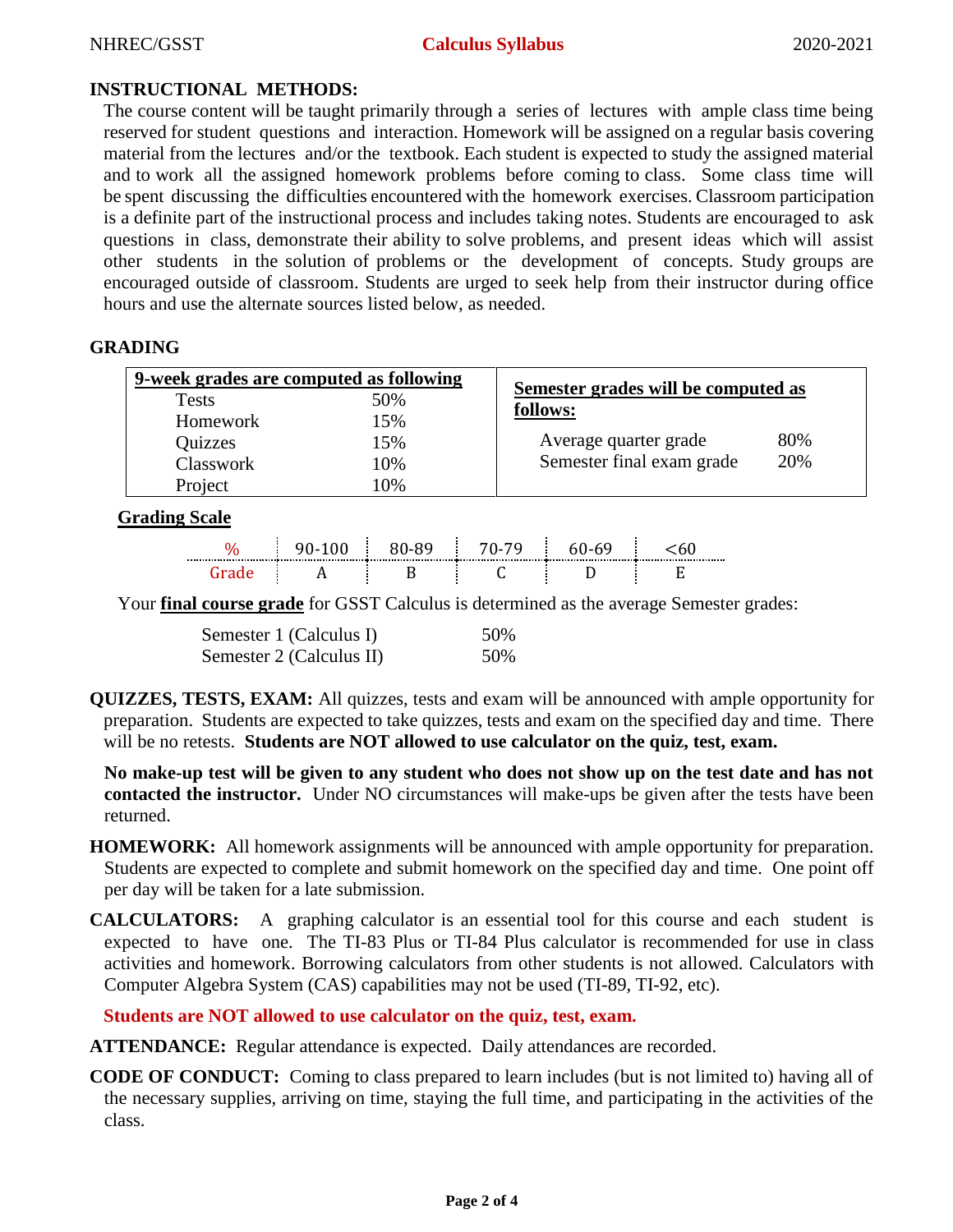## INSTRUCTIONAL METHODS:

The course content will be taught primarily through a series of lectures with ample class time being reserved for student questions and interaction. Homework will be assigned on a regular basis covering material from the lectures and/or the textbook. Each student is expected to study the assigned material and to work all the assigned homework problems before coming to class. Some class time will be spent discussing the difficulties encountered with the homework exercises. Classroom participation is a definite part of the instructional process and includes taking notes. Students are encouraged to ask questions in class, demonstrate their ability to solve problems, and present ideas which will assist other students in the solution of problems or the development of concepts. Study groups are encouraged outside of classroom. Students are urged to seek help from their instructor during office hours and use the alternate sources listed below, as needed.

## GRADING

| 9-week grades are computed as following | |
|---|---|
| Tests | 50% |
| Homework | 15% |
| Quizzes | 15% |
| Classwork | 10% |
| Project | 10% |

| Semester grades will be computed as follows: | |
|---|---|
| Average quarter grade | 80% |
| Semester final exam grade | 20% |

**Grading Scale**

| % | 90-100 | 80-89 | 70-79 | 60-69 | <60 |
|---|---|---|---|---|---|
| Grade | A | B | C | D | E |

Your **final course grade** for GSST Calculus is determined as the average Semester grades:

| | |
|---|---|
| Semester 1 (Calculus I) | 50% |
| Semester 2 (Calculus II) | 50% |

**QUIZZES, TESTS, EXAM:** All quizzes, tests and exam will be announced with ample opportunity for preparation. Students are expected to take quizzes, tests and exam on the specified day and time. There will be no retests. **Students are NOT allowed to use calculator on the quiz, test, exam.**

**No make-up test will be given to any student who does not show up on the test date and has not contacted the instructor.** Under NO circumstances will make-ups be given after the tests have been returned.

**HOMEWORK:** All homework assignments will be announced with ample opportunity for preparation. Students are expected to complete and submit homework on the specified day and time. One point off per day will be taken for a late submission.

**CALCULATORS:** A graphing calculator is an essential tool for this course and each student is expected to have one. The TI-83 Plus or TI-84 Plus calculator is recommended for use in class activities and homework. Borrowing calculators from other students is not allowed. Calculators with Computer Algebra System (CAS) capabilities may not be used (TI-89, TI-92, etc).

**Students are NOT allowed to use calculator on the quiz, test, exam.**

**ATTENDANCE:** Regular attendance is expected. Daily attendances are recorded.

**CODE OF CONDUCT:** Coming to class prepared to learn includes (but is not limited to) having all of the necessary supplies, arriving on time, staying the full time, and participating in the activities of the class.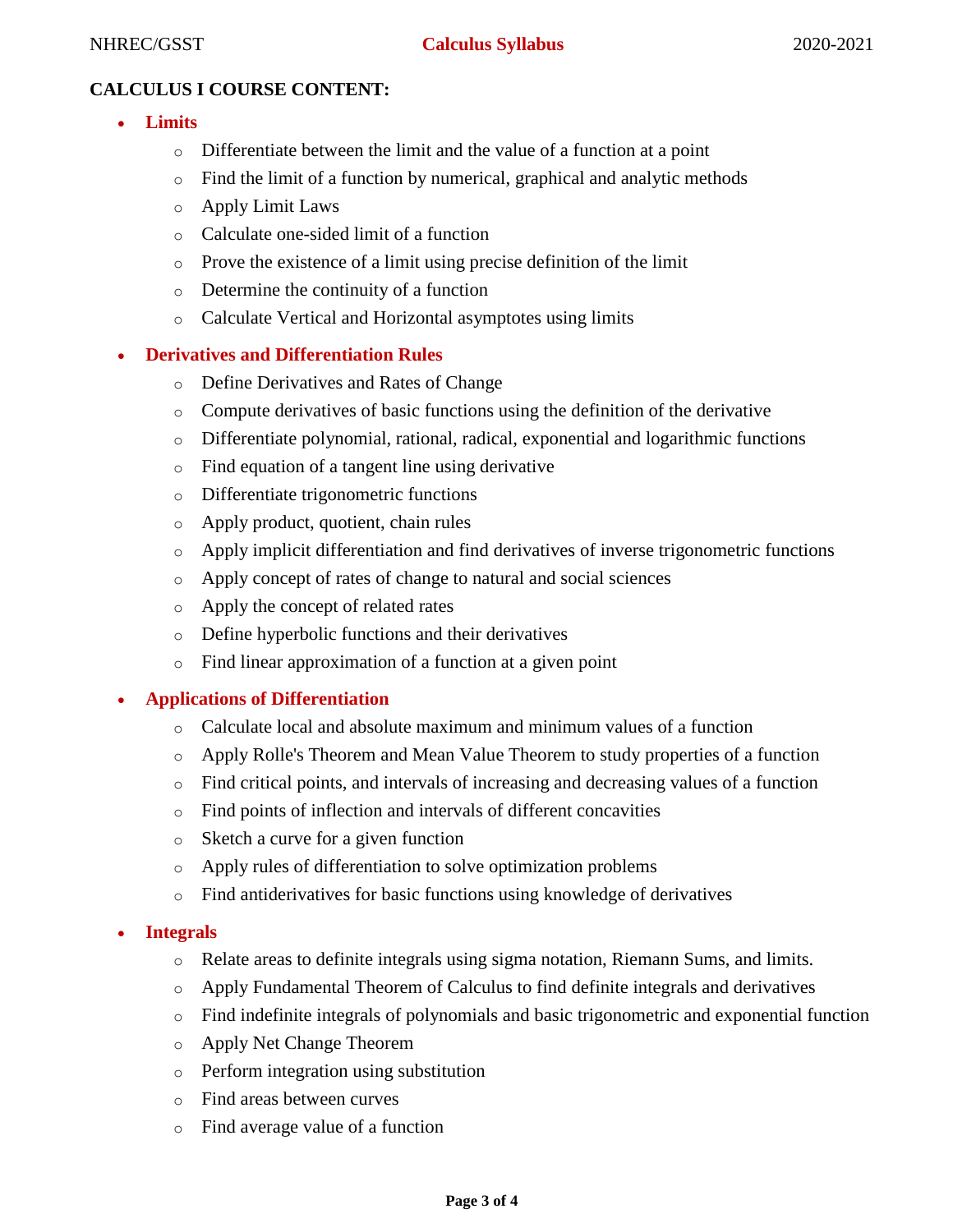**CALCULUS I COURSE CONTENT:**

- **Limits**
  - Differentiate between the limit and the value of a function at a point
  - Find the limit of a function by numerical, graphical and analytic methods
  - Apply Limit Laws
  - Calculate one-sided limit of a function
  - Prove the existence of a limit using precise definition of the limit
  - Determine the continuity of a function
  - Calculate Vertical and Horizontal asymptotes using limits
- **Derivatives and Differentiation Rules**
  - Define Derivatives and Rates of Change
  - Compute derivatives of basic functions using the definition of the derivative
  - Differentiate polynomial, rational, radical, exponential and logarithmic functions
  - Find equation of a tangent line using derivative
  - Differentiate trigonometric functions
  - Apply product, quotient, chain rules
  - Apply implicit differentiation and find derivatives of inverse trigonometric functions
  - Apply concept of rates of change to natural and social sciences
  - Apply the concept of related rates
  - Define hyperbolic functions and their derivatives
  - Find linear approximation of a function at a given point
- **Applications of Differentiation**
  - Calculate local and absolute maximum and minimum values of a function
  - Apply Rolle's Theorem and Mean Value Theorem to study properties of a function
  - Find critical points, and intervals of increasing and decreasing values of a function
  - Find points of inflection and intervals of different concavities
  - Sketch a curve for a given function
  - Apply rules of differentiation to solve optimization problems
  - Find antiderivatives for basic functions using knowledge of derivatives
- **Integrals**
  - Relate areas to definite integrals using sigma notation, Riemann Sums, and limits.
  - Apply Fundamental Theorem of Calculus to find definite integrals and derivatives
  - Find indefinite integrals of polynomials and basic trigonometric and exponential function
  - Apply Net Change Theorem
  - Perform integration using substitution
  - Find areas between curves
  - Find average value of a function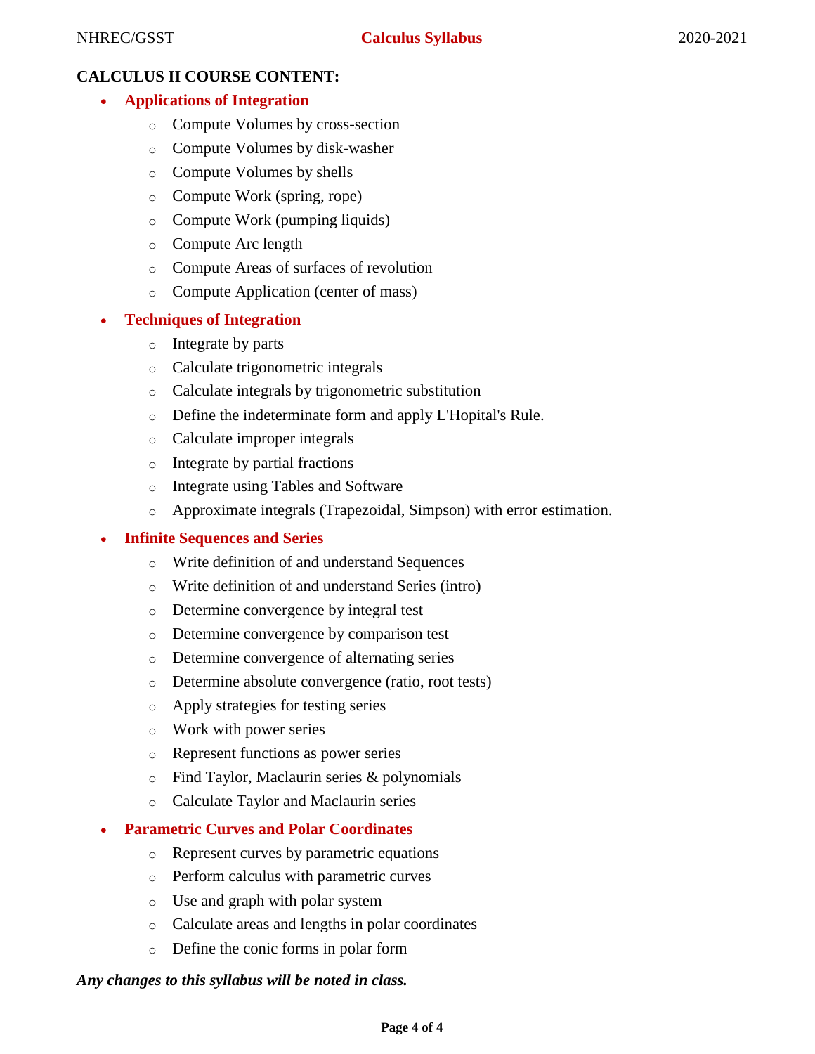**CALCULUS II COURSE CONTENT:**

- **Applications of Integration**
  - Compute Volumes by cross-section
  - Compute Volumes by disk-washer
  - Compute Volumes by shells
  - Compute Work (spring, rope)
  - Compute Work (pumping liquids)
  - Compute Arc length
  - Compute Areas of surfaces of revolution
  - Compute Application (center of mass)
- **Techniques of Integration**
  - Integrate by parts
  - Calculate trigonometric integrals
  - Calculate integrals by trigonometric substitution
  - Define the indeterminate form and apply L'Hopital's Rule.
  - Calculate improper integrals
  - Integrate by partial fractions
  - Integrate using Tables and Software
  - Approximate integrals (Trapezoidal, Simpson) with error estimation.
- **Infinite Sequences and Series**
  - Write definition of and understand Sequences
  - Write definition of and understand Series (intro)
  - Determine convergence by integral test
  - Determine convergence by comparison test
  - Determine convergence of alternating series
  - Determine absolute convergence (ratio, root tests)
  - Apply strategies for testing series
  - Work with power series
  - Represent functions as power series
  - Find Taylor, Maclaurin series & polynomials
  - Calculate Taylor and Maclaurin series
- **Parametric Curves and Polar Coordinates**
  - Represent curves by parametric equations
  - Perform calculus with parametric curves
  - Use and graph with polar system
  - Calculate areas and lengths in polar coordinates
  - Define the conic forms in polar form

***Any changes to this syllabus will be noted in class.***